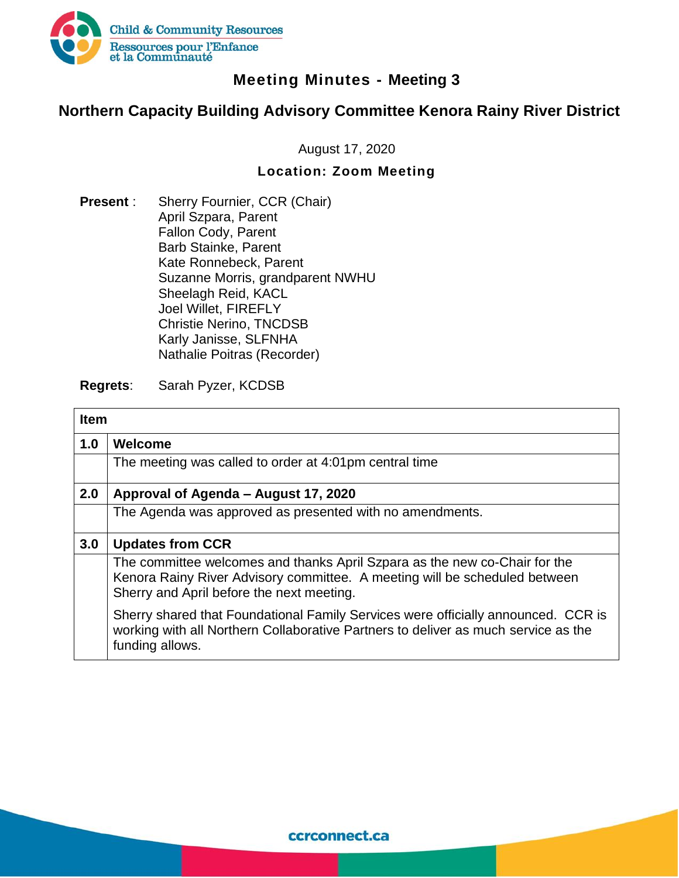Child & Community Resources
Ressources pour l'Enfance et la Communauté

# Meeting Minutes - Meeting 3

## Northern Capacity Building Advisory Committee Kenora Rainy River District

August 17, 2020

**Location: Zoom Meeting**

**Present** : Sherry Fournier, CCR (Chair)
April Szpara, Parent
Fallon Cody, Parent
Barb Stainke, Parent
Kate Ronnebeck, Parent
Suzanne Morris, grandparent NWHU
Sheelagh Reid, KACL
Joel Willet, FIREFLY
Christie Nerino, TNCDSB
Karly Janisse, SLFNHA
Nathalie Poitras (Recorder)

**Regrets**: Sarah Pyzer, KCDSB

| **Item** | |
|---|---|
| **1.0** | **Welcome** |
| | The meeting was called to order at 4:01pm central time |
| **2.0** | **Approval of Agenda – August 17, 2020** |
| | The Agenda was approved as presented with no amendments. |
| **3.0** | **Updates from CCR** |
| | The committee welcomes and thanks April Szpara as the new co-Chair for the Kenora Rainy River Advisory committee. A meeting will be scheduled between Sherry and April before the next meeting.<br><br>Sherry shared that Foundational Family Services were officially announced. CCR is working with all Northern Collaborative Partners to deliver as much service as the funding allows. |

ccrconnect.ca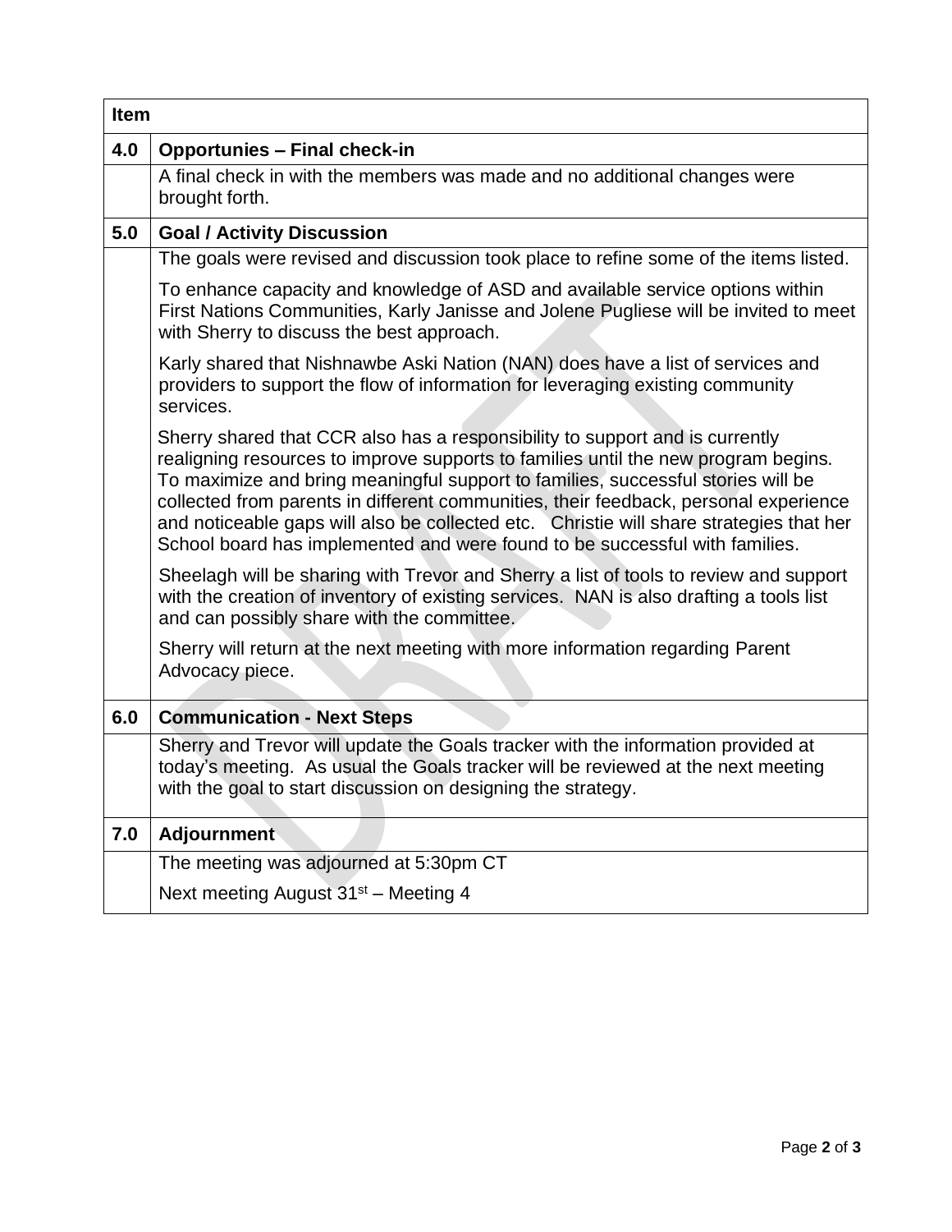| Item | |
|---|---|
| **4.0** | **Opportunies – Final check-in** |
| | A final check in with the members was made and no additional changes were brought forth. |
| **5.0** | **Goal / Activity Discussion** |
| | The goals were revised and discussion took place to refine some of the items listed.<br><br>To enhance capacity and knowledge of ASD and available service options within First Nations Communities, Karly Janisse and Jolene Pugliese will be invited to meet with Sherry to discuss the best approach.<br><br>Karly shared that Nishnawbe Aski Nation (NAN) does have a list of services and providers to support the flow of information for leveraging existing community services.<br><br>Sherry shared that CCR also has a responsibility to support and is currently realigning resources to improve supports to families until the new program begins. To maximize and bring meaningful support to families, successful stories will be collected from parents in different communities, their feedback, personal experience and noticeable gaps will also be collected etc. Christie will share strategies that her School board has implemented and were found to be successful with families.<br><br>Sheelagh will be sharing with Trevor and Sherry a list of tools to review and support with the creation of inventory of existing services. NAN is also drafting a tools list and can possibly share with the committee.<br><br>Sherry will return at the next meeting with more information regarding Parent Advocacy piece. |
| **6.0** | **Communication - Next Steps** |
| | Sherry and Trevor will update the Goals tracker with the information provided at today's meeting. As usual the Goals tracker will be reviewed at the next meeting with the goal to start discussion on designing the strategy. |
| **7.0** | **Adjournment** |
| | The meeting was adjourned at 5:30pm CT<br><br>Next meeting August 31st – Meeting 4 |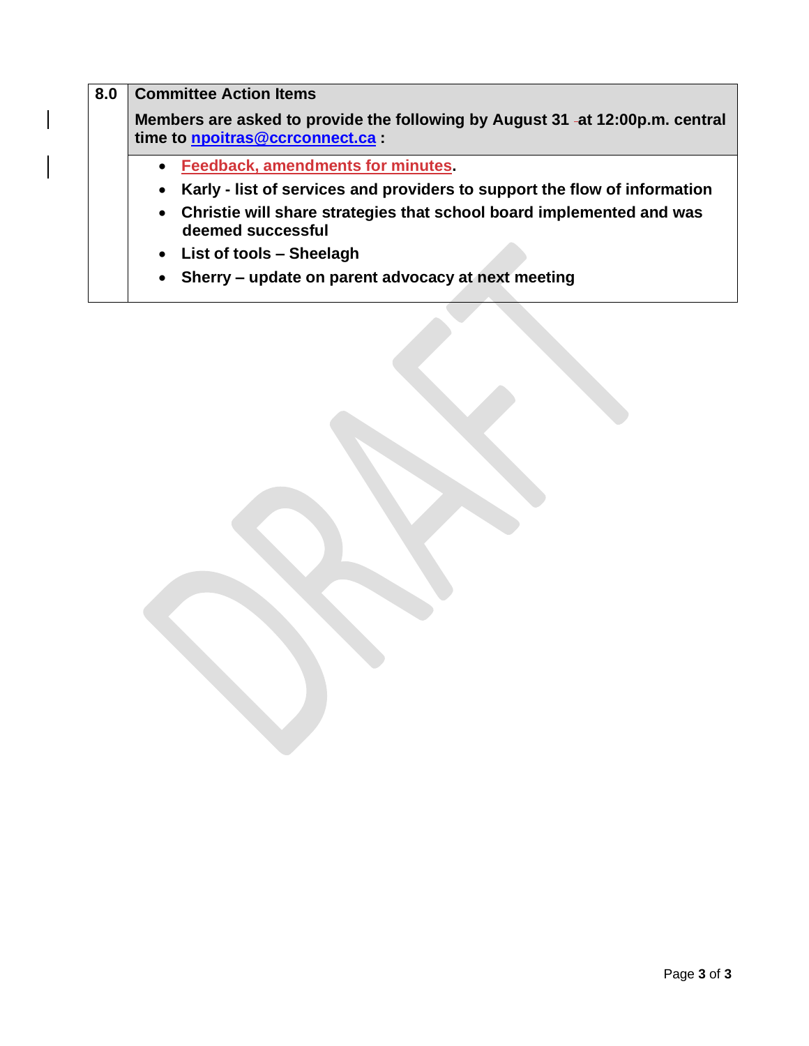| | |
|---|---|
| **8.0** | **Committee Action Items**<br><br>**Members are asked to provide the following by August 31 at 12:00p.m. central time to npoitras@ccrconnect.ca :** |
| | • **Feedback, amendments for minutes.**<br>• **Karly - list of services and providers to support the flow of information**<br>• **Christie will share strategies that school board implemented and was deemed successful**<br>• **List of tools – Sheelagh**<br>• **Sherry – update on parent advocacy at next meeting** |